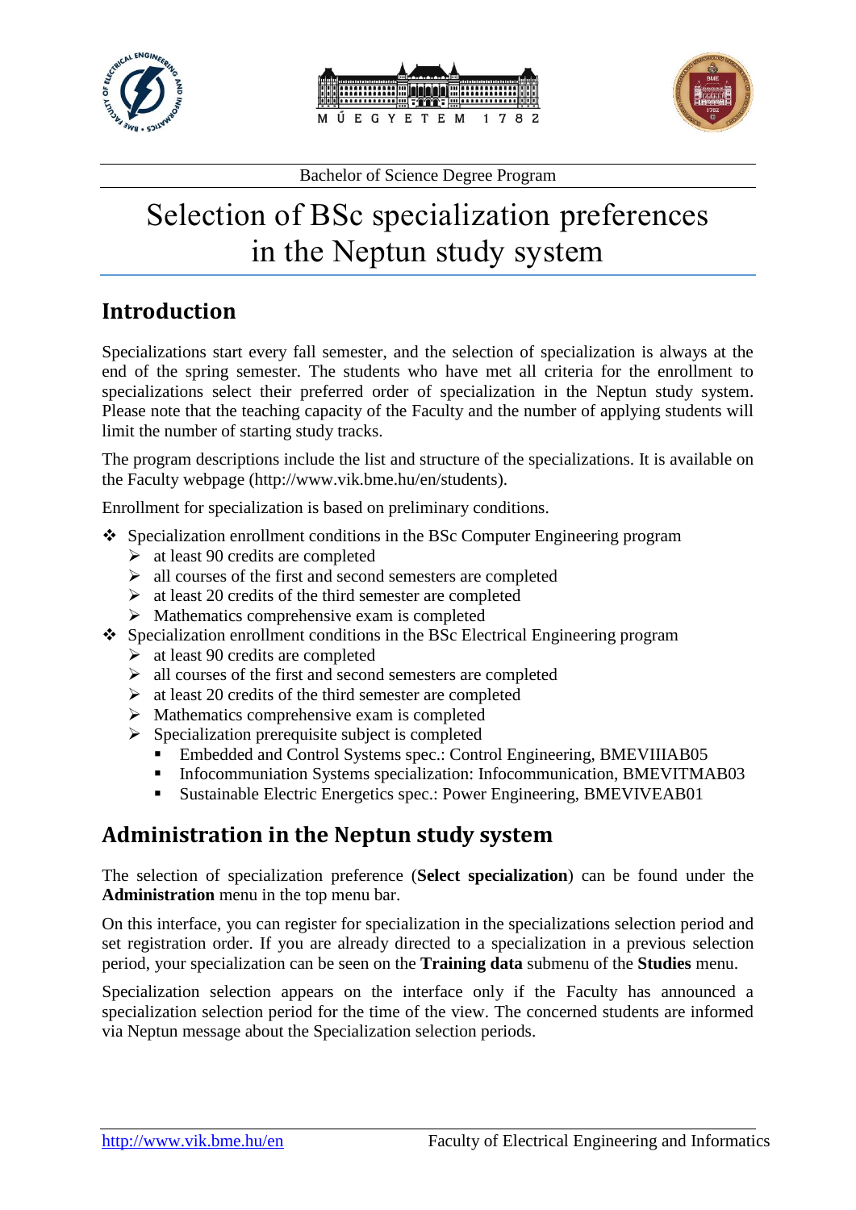Bachelor of Science Degree Program

# Selection of BSc specialization preferences in the Neptun study system

## Introduction

Specializations start every fall semester, and the selection of specialization is always at the end of the spring semester. The students who have met all criteria for the enrollment to specializations select their preferred order of specialization in the Neptun study system. Please note that the teaching capacity of the Faculty and the number of applying students will limit the number of starting study tracks.

The program descriptions include the list and structure of the specializations. It is available on the Faculty webpage (http://www.vik.bme.hu/en/students).

Enrollment for specialization is based on preliminary conditions.

- Specialization enrollment conditions in the BSc Computer Engineering program
  - at least 90 credits are completed
  - all courses of the first and second semesters are completed
  - at least 20 credits of the third semester are completed
  - Mathematics comprehensive exam is completed
- Specialization enrollment conditions in the BSc Electrical Engineering program
  - at least 90 credits are completed
  - all courses of the first and second semesters are completed
  - at least 20 credits of the third semester are completed
  - Mathematics comprehensive exam is completed
  - Specialization prerequisite subject is completed
    - Embedded and Control Systems spec.: Control Engineering, BMEVIIIAB05
    - Infocommuniation Systems specialization: Infocommunication, BMEVITMAB03
    - Sustainable Electric Energetics spec.: Power Engineering, BMEVIVEAB01

## Administration in the Neptun study system

The selection of specialization preference (**Select specialization**) can be found under the **Administration** menu in the top menu bar.

On this interface, you can register for specialization in the specializations selection period and set registration order. If you are already directed to a specialization in a previous selection period, your specialization can be seen on the **Training data** submenu of the **Studies** menu.

Specialization selection appears on the interface only if the Faculty has announced a specialization selection period for the time of the view. The concerned students are informed via Neptun message about the Specialization selection periods.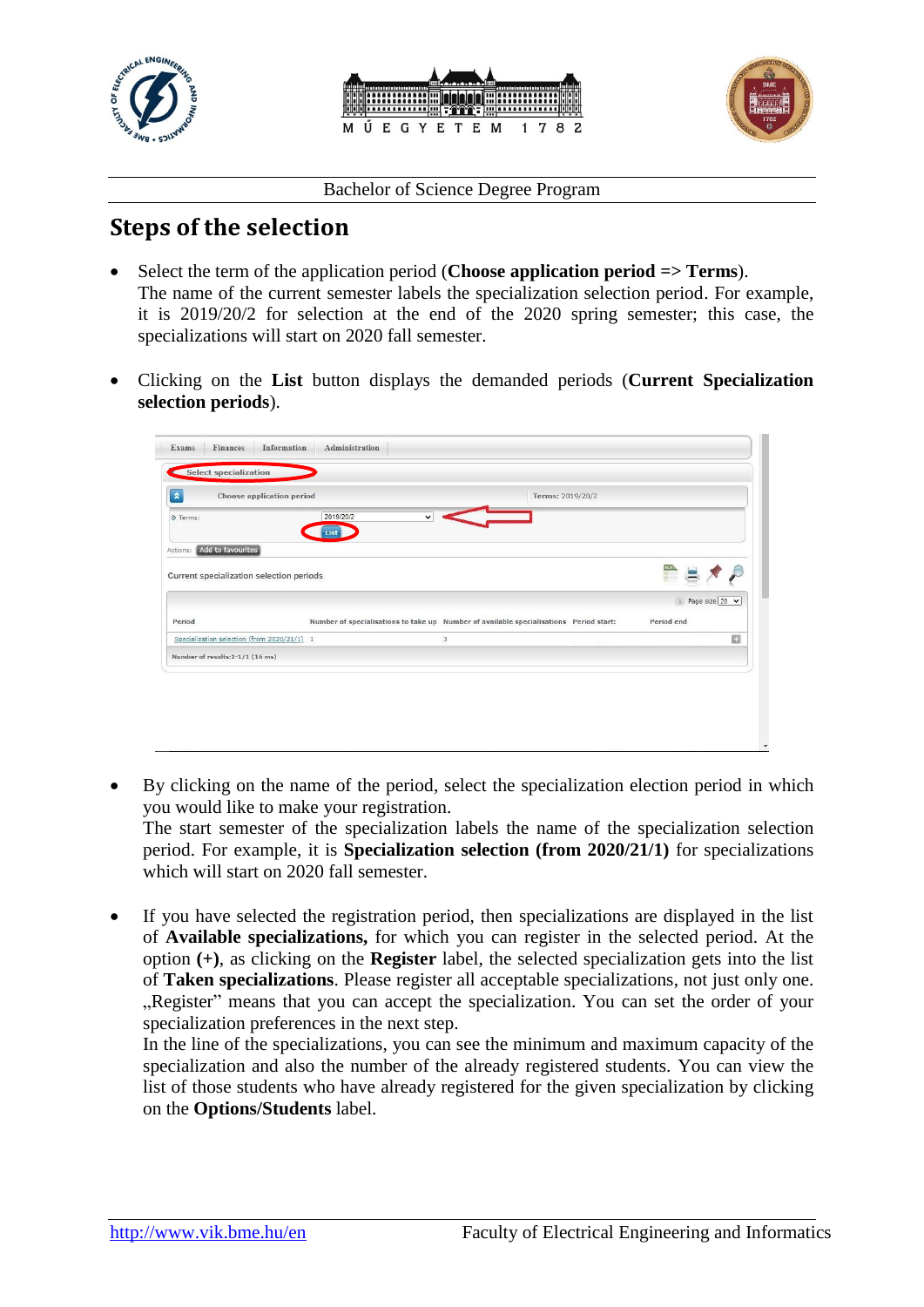## Steps of the selection

- Select the term of the application period (**Choose application period => Terms**).
  The name of the current semester labels the specialization selection period. For example, it is 2019/20/2 for selection at the end of the 2020 spring semester; this case, the specializations will start on 2020 fall semester.

- Clicking on the **List** button displays the demanded periods (**Current Specialization selection periods**).

- By clicking on the name of the period, select the specialization election period in which you would like to make your registration.
  The start semester of the specialization labels the name of the specialization selection period. For example, it is **Specialization selection (from 2020/21/1)** for specializations which will start on 2020 fall semester.

- If you have selected the registration period, then specializations are displayed in the list of **Available specializations,** for which you can register in the selected period. At the option **(+)**, as clicking on the **Register** label, the selected specialization gets into the list of **Taken specializations**. Please register all acceptable specializations, not just only one. „Register" means that you can accept the specialization. You can set the order of your specialization preferences in the next step.
  In the line of the specializations, you can see the minimum and maximum capacity of the specialization and also the number of the already registered students. You can view the list of those students who have already registered for the given specialization by clicking on the **Options/Students** label.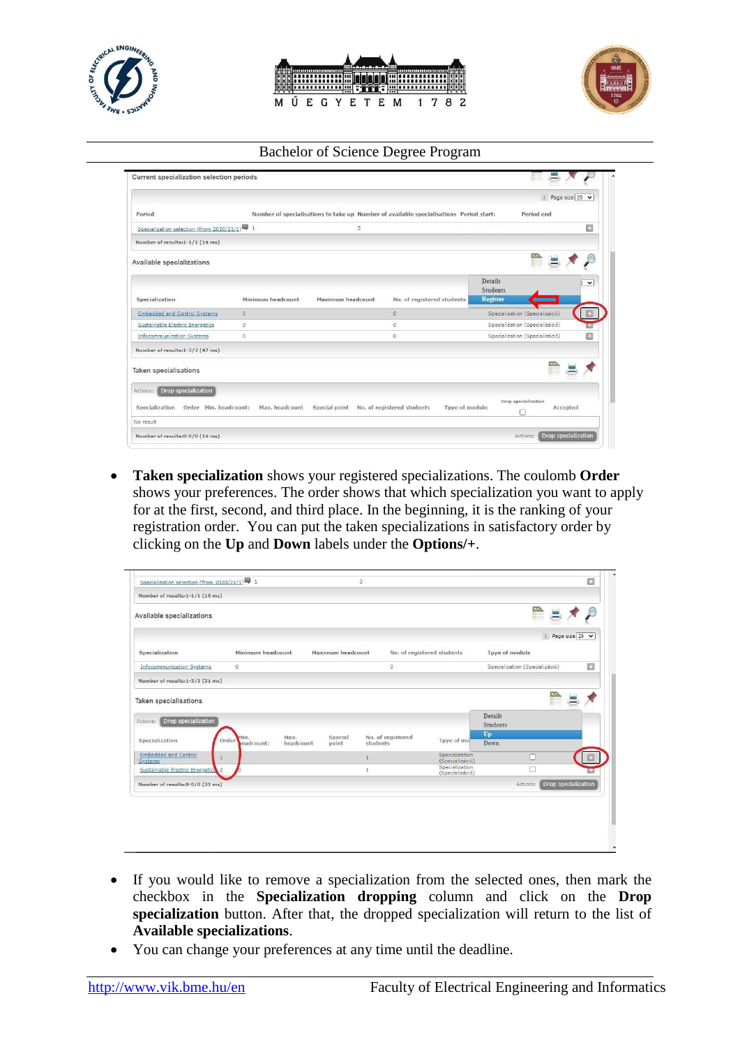- **Taken specialization** shows your registered specializations. The coulomb **Order** shows your preferences. The order shows that which specialization you want to apply for at the first, second, and third place. In the beginning, it is the ranking of your registration order.  You can put the taken specializations in satisfactory order by clicking on the **Up** and **Down** labels under the **Options/+**.

- If you would like to remove a specialization from the selected ones, then mark the checkbox in the **Specialization dropping** column and click on the **Drop specialization** button. After that, the dropped specialization will return to the list of **Available specializations**.
- You can change your preferences at any time until the deadline.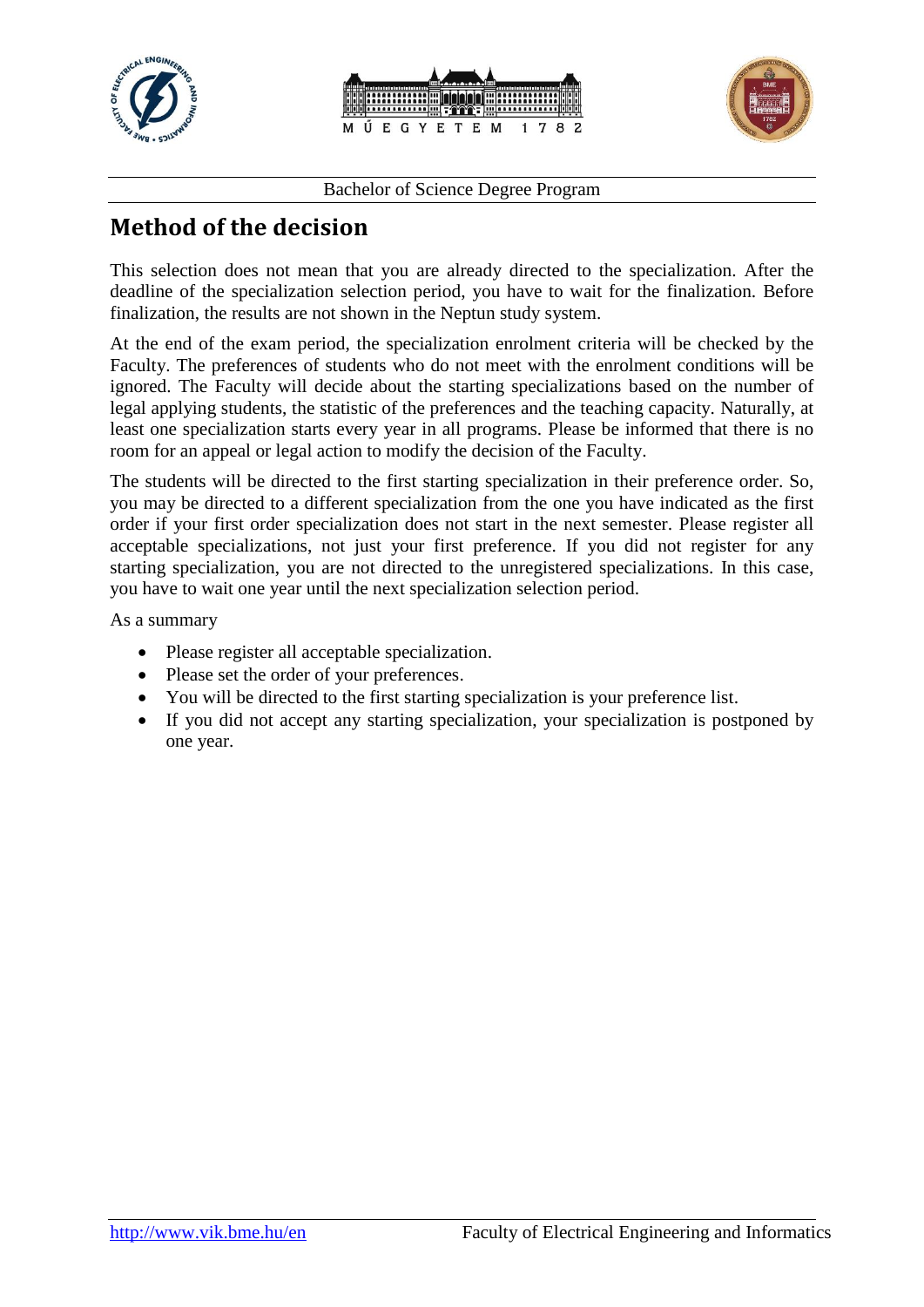## Method of the decision

This selection does not mean that you are already directed to the specialization. After the deadline of the specialization selection period, you have to wait for the finalization. Before finalization, the results are not shown in the Neptun study system.

At the end of the exam period, the specialization enrolment criteria will be checked by the Faculty. The preferences of students who do not meet with the enrolment conditions will be ignored. The Faculty will decide about the starting specializations based on the number of legal applying students, the statistic of the preferences and the teaching capacity. Naturally, at least one specialization starts every year in all programs. Please be informed that there is no room for an appeal or legal action to modify the decision of the Faculty.

The students will be directed to the first starting specialization in their preference order. So, you may be directed to a different specialization from the one you have indicated as the first order if your first order specialization does not start in the next semester. Please register all acceptable specializations, not just your first preference. If you did not register for any starting specialization, you are not directed to the unregistered specializations. In this case, you have to wait one year until the next specialization selection period.

As a summary

- Please register all acceptable specialization.
- Please set the order of your preferences.
- You will be directed to the first starting specialization is your preference list.
- If you did not accept any starting specialization, your specialization is postponed by one year.